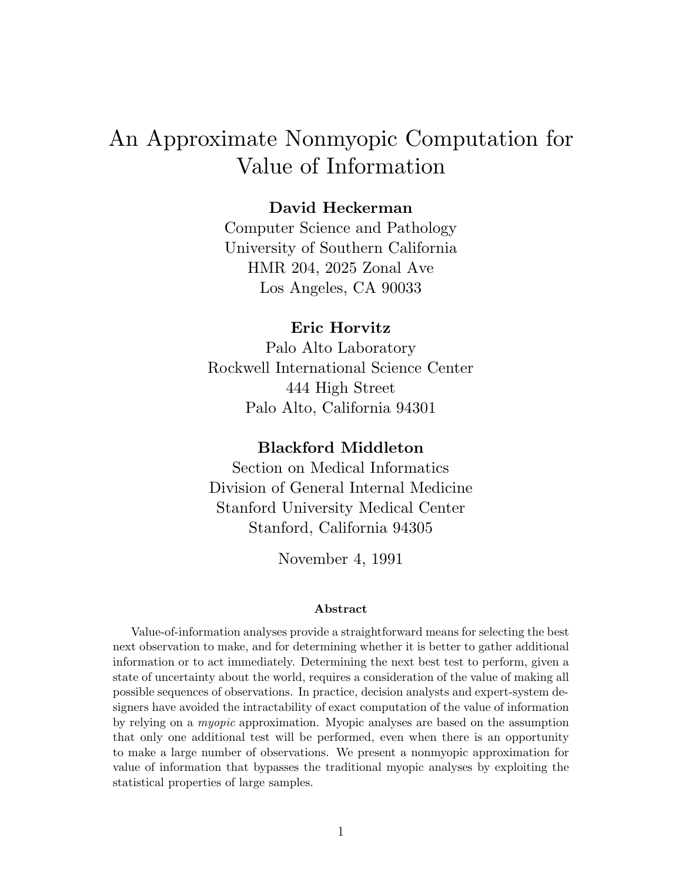# An Approximate Nonmyopic Computation for Value of Information

**David Heckerman**
Computer Science and Pathology
University of Southern California
HMR 204, 2025 Zonal Ave
Los Angeles, CA 90033

**Eric Horvitz**
Palo Alto Laboratory
Rockwell International Science Center
444 High Street
Palo Alto, California 94301

**Blackford Middleton**
Section on Medical Informatics
Division of General Internal Medicine
Stanford University Medical Center
Stanford, California 94305

November 4, 1991

### Abstract

Value-of-information analyses provide a straightforward means for selecting the best next observation to make, and for determining whether it is better to gather additional information or to act immediately. Determining the next best test to perform, given a state of uncertainty about the world, requires a consideration of the value of making all possible sequences of observations. In practice, decision analysts and expert-system designers have avoided the intractability of exact computation of the value of information by relying on a *myopic* approximation. Myopic analyses are based on the assumption that only one additional test will be performed, even when there is an opportunity to make a large number of observations. We present a nonmyopic approximation for value of information that bypasses the traditional myopic analyses by exploiting the statistical properties of large samples.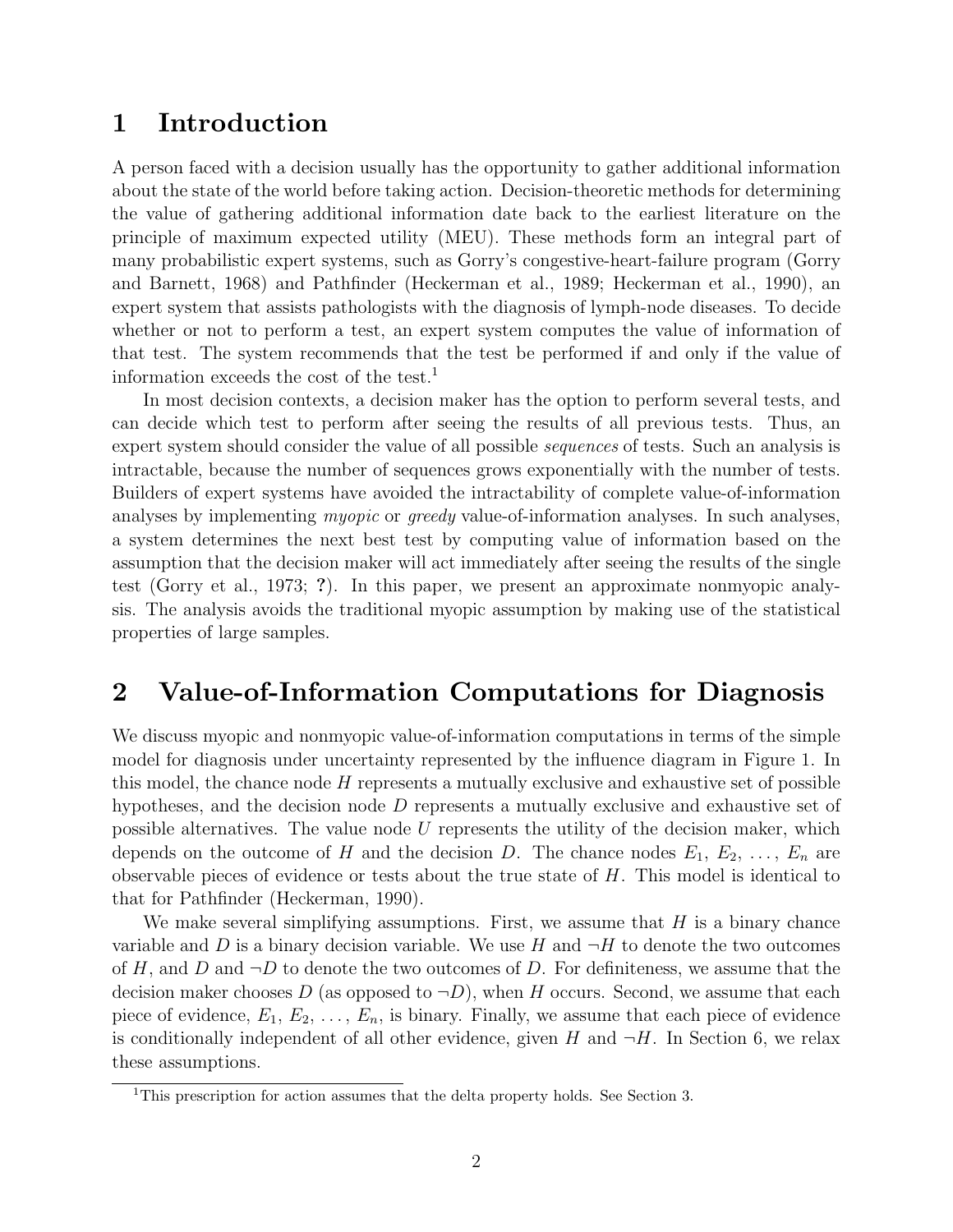# 1 Introduction

A person faced with a decision usually has the opportunity to gather additional information about the state of the world before taking action. Decision-theoretic methods for determining the value of gathering additional information date back to the earliest literature on the principle of maximum expected utility (MEU). These methods form an integral part of many probabilistic expert systems, such as Gorry's congestive-heart-failure program (Gorry and Barnett, 1968) and Pathfinder (Heckerman et al., 1989; Heckerman et al., 1990), an expert system that assists pathologists with the diagnosis of lymph-node diseases. To decide whether or not to perform a test, an expert system computes the value of information of that test. The system recommends that the test be performed if and only if the value of information exceeds the cost of the test.[1]

In most decision contexts, a decision maker has the option to perform several tests, and can decide which test to perform after seeing the results of all previous tests. Thus, an expert system should consider the value of all possible *sequences* of tests. Such an analysis is intractable, because the number of sequences grows exponentially with the number of tests. Builders of expert systems have avoided the intractability of complete value-of-information analyses by implementing *myopic* or *greedy* value-of-information analyses. In such analyses, a system determines the next best test by computing value of information based on the assumption that the decision maker will act immediately after seeing the results of the single test (Gorry et al., 1973; **?**). In this paper, we present an approximate nonmyopic analysis. The analysis avoids the traditional myopic assumption by making use of the statistical properties of large samples.

# 2 Value-of-Information Computations for Diagnosis

We discuss myopic and nonmyopic value-of-information computations in terms of the simple model for diagnosis under uncertainty represented by the influence diagram in Figure 1. In this model, the chance node $H$ represents a mutually exclusive and exhaustive set of possible hypotheses, and the decision node $D$ represents a mutually exclusive and exhaustive set of possible alternatives. The value node $U$ represents the utility of the decision maker, which depends on the outcome of $H$ and the decision $D$. The chance nodes $E_1, E_2, \ldots, E_n$ are observable pieces of evidence or tests about the true state of $H$. This model is identical to that for Pathfinder (Heckerman, 1990).

We make several simplifying assumptions. First, we assume that $H$ is a binary chance variable and $D$ is a binary decision variable. We use $H$ and $\neg H$ to denote the two outcomes of $H$, and $D$ and $\neg D$ to denote the two outcomes of $D$. For definiteness, we assume that the decision maker chooses $D$ (as opposed to $\neg D$), when $H$ occurs. Second, we assume that each piece of evidence, $E_1, E_2, \ldots, E_n$, is binary. Finally, we assume that each piece of evidence is conditionally independent of all other evidence, given $H$ and $\neg H$. In Section 6, we relax these assumptions.

[1] This prescription for action assumes that the delta property holds. See Section 3.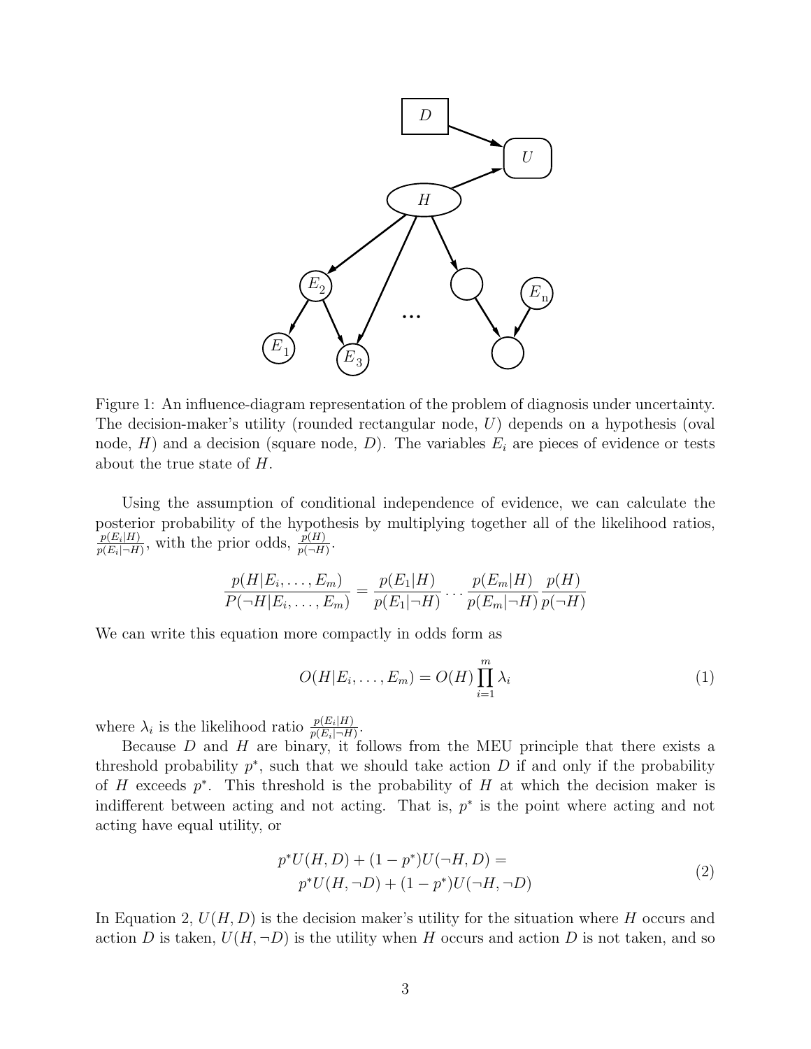Figure 1: An influence-diagram representation of the problem of diagnosis under uncertainty. The decision-maker's utility (rounded rectangular node, $U$) depends on a hypothesis (oval node, $H$) and a decision (square node, $D$). The variables $E_i$ are pieces of evidence or tests about the true state of $H$.

Using the assumption of conditional independence of evidence, we can calculate the posterior probability of the hypothesis by multiplying together all of the likelihood ratios, $\frac{p(E_i|H)}{p(E_i|\neg H)}$, with the prior odds, $\frac{p(H)}{p(\neg H)}$.

$$\frac{p(H|E_i,\ldots,E_m)}{P(\neg H|E_i,\ldots,E_m)} = \frac{p(E_1|H)}{p(E_1|\neg H)} \cdots \frac{p(E_m|H)}{p(E_m|\neg H)} \frac{p(H)}{p(\neg H)}$$

We can write this equation more compactly in odds form as

$$O(H|E_i,\ldots,E_m) = O(H)\prod_{i=1}^{m} \lambda_i \tag{1}$$

where $\lambda_i$ is the likelihood ratio $\frac{p(E_i|H)}{p(E_i|\neg H)}$.

Because $D$ and $H$ are binary, it follows from the MEU principle that there exists a threshold probability $p^*$, such that we should take action $D$ if and only if the probability of $H$ exceeds $p^*$. This threshold is the probability of $H$ at which the decision maker is indifferent between acting and not acting. That is, $p^*$ is the point where acting and not acting have equal utility, or

$$\begin{aligned} p^*U(H,D) + (1-p^*)U(\neg H, D) = \\ p^*U(H,\neg D) + (1-p^*)U(\neg H, \neg D) \end{aligned} \tag{2}$$

In Equation 2, $U(H,D)$ is the decision maker's utility for the situation where $H$ occurs and action $D$ is taken, $U(H,\neg D)$ is the utility when $H$ occurs and action $D$ is not taken, and so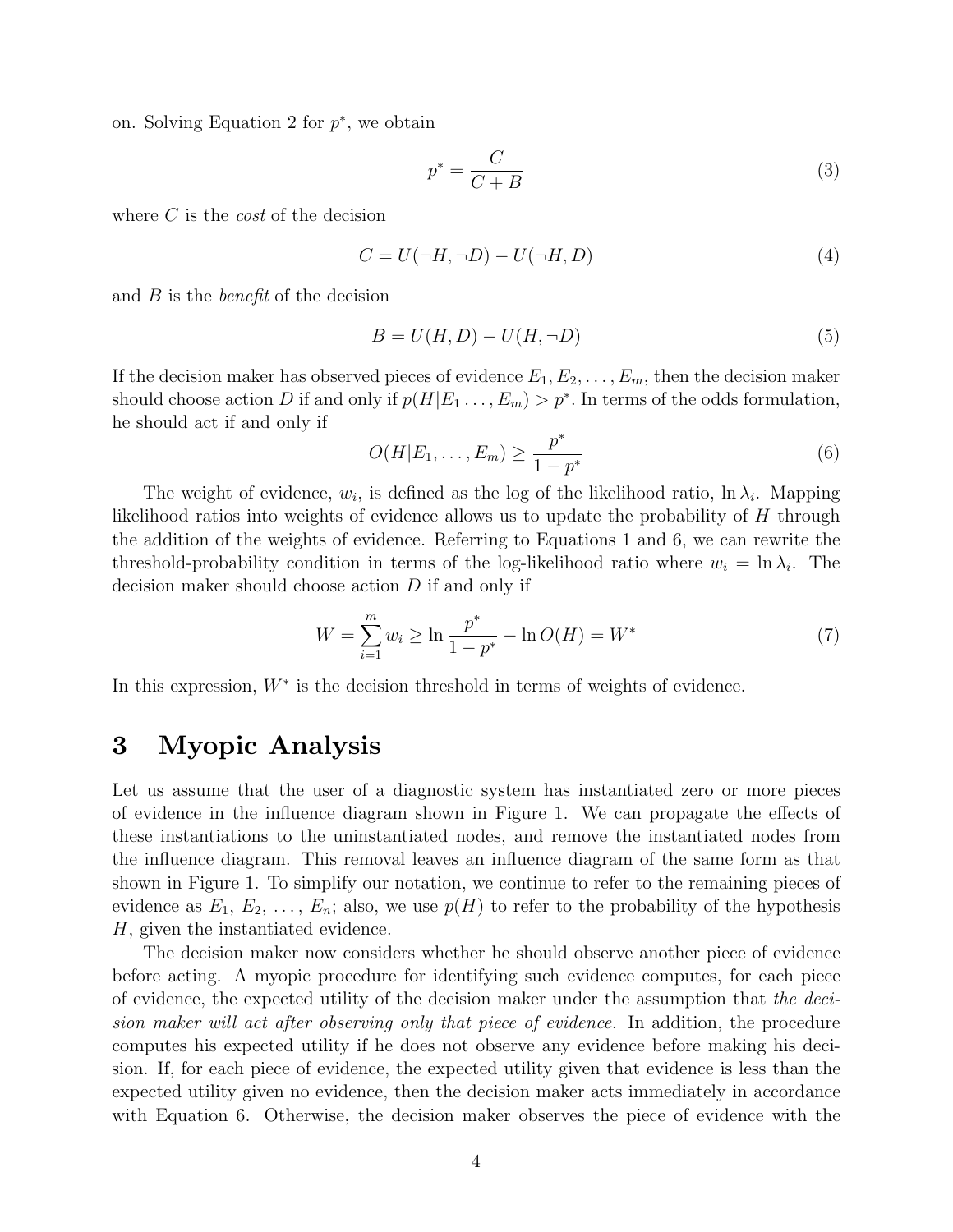on. Solving Equation 2 for $p^*$, we obtain

$$p^* = \frac{C}{C+B} \tag{3}$$

where $C$ is the *cost* of the decision

$$C = U(\neg H, \neg D) - U(\neg H, D) \tag{4}$$

and $B$ is the *benefit* of the decision

$$B = U(H, D) - U(H, \neg D) \tag{5}$$

If the decision maker has observed pieces of evidence $E_1, E_2, \ldots, E_m$, then the decision maker should choose action $D$ if and only if $p(H|E_1 \ldots, E_m) > p^*$. In terms of the odds formulation, he should act if and only if

$$O(H|E_1, \ldots, E_m) \geq \frac{p^*}{1-p^*} \tag{6}$$

The weight of evidence, $w_i$, is defined as the log of the likelihood ratio, $\ln \lambda_i$. Mapping likelihood ratios into weights of evidence allows us to update the probability of $H$ through the addition of the weights of evidence. Referring to Equations 1 and 6, we can rewrite the threshold-probability condition in terms of the log-likelihood ratio where $w_i = \ln \lambda_i$. The decision maker should choose action $D$ if and only if

$$W = \sum_{i=1}^{m} w_i \geq \ln \frac{p^*}{1-p^*} - \ln O(H) = W^* \tag{7}$$

In this expression, $W^*$ is the decision threshold in terms of weights of evidence.

# 3 Myopic Analysis

Let us assume that the user of a diagnostic system has instantiated zero or more pieces of evidence in the influence diagram shown in Figure 1. We can propagate the effects of these instantiations to the uninstantiated nodes, and remove the instantiated nodes from the influence diagram. This removal leaves an influence diagram of the same form as that shown in Figure 1. To simplify our notation, we continue to refer to the remaining pieces of evidence as $E_1$, $E_2$, $\ldots$, $E_n$; also, we use $p(H)$ to refer to the probability of the hypothesis $H$, given the instantiated evidence.

The decision maker now considers whether he should observe another piece of evidence before acting. A myopic procedure for identifying such evidence computes, for each piece of evidence, the expected utility of the decision maker under the assumption that *the decision maker will act after observing only that piece of evidence.* In addition, the procedure computes his expected utility if he does not observe any evidence before making his decision. If, for each piece of evidence, the expected utility given that evidence is less than the expected utility given no evidence, then the decision maker acts immediately in accordance with Equation 6. Otherwise, the decision maker observes the piece of evidence with the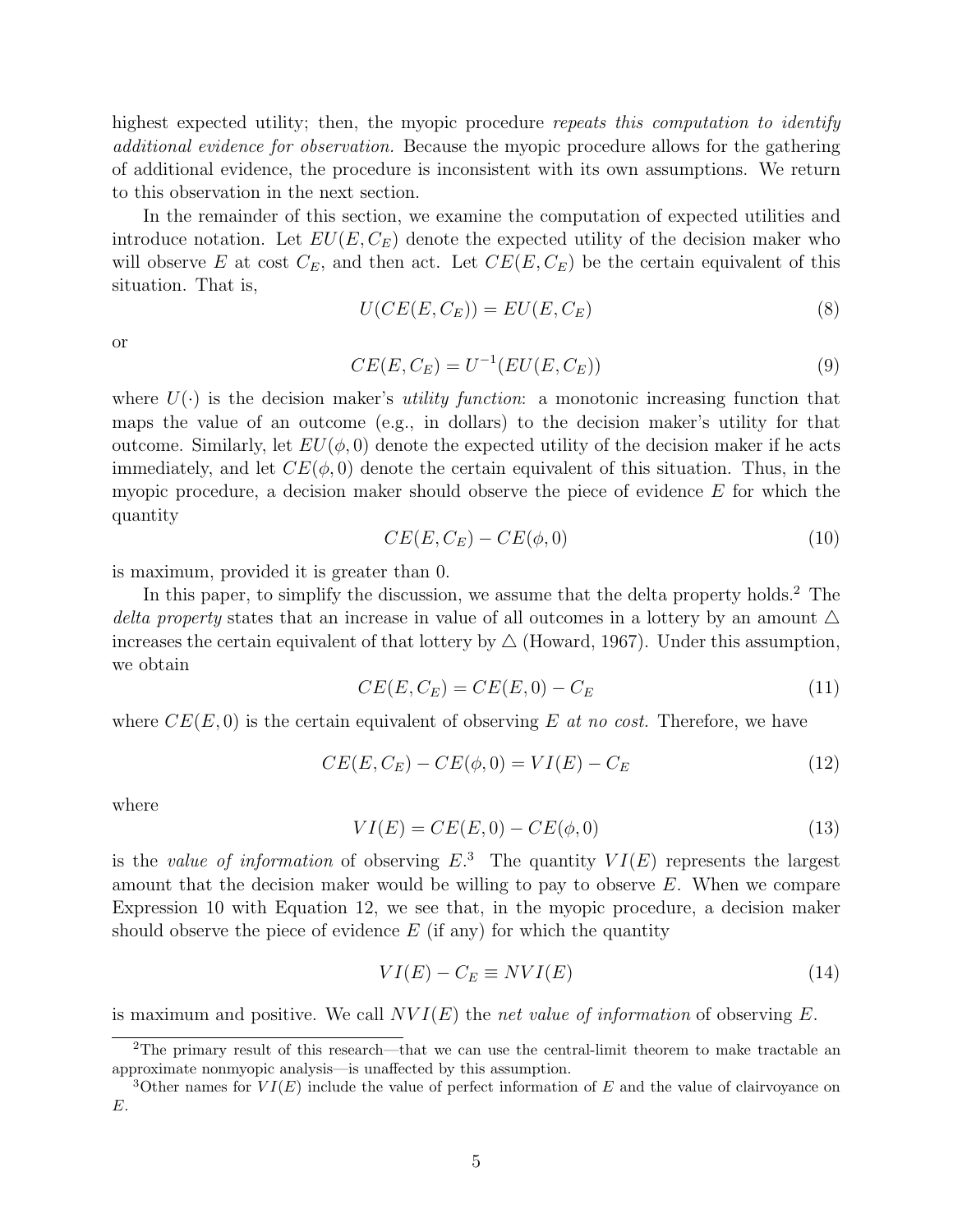highest expected utility; then, the myopic procedure *repeats this computation to identify additional evidence for observation.* Because the myopic procedure allows for the gathering of additional evidence, the procedure is inconsistent with its own assumptions. We return to this observation in the next section.

In the remainder of this section, we examine the computation of expected utilities and introduce notation. Let $EU(E, C_E)$ denote the expected utility of the decision maker who will observe $E$ at cost $C_E$, and then act. Let $CE(E, C_E)$ be the certain equivalent of this situation. That is,

$$U(CE(E, C_E)) = EU(E, C_E) \tag{8}$$

or

$$CE(E, C_E) = U^{-1}(EU(E, C_E)) \tag{9}$$

where $U(\cdot)$ is the decision maker's *utility function*: a monotonic increasing function that maps the value of an outcome (e.g., in dollars) to the decision maker's utility for that outcome. Similarly, let $EU(\phi, 0)$ denote the expected utility of the decision maker if he acts immediately, and let $CE(\phi, 0)$ denote the certain equivalent of this situation. Thus, in the myopic procedure, a decision maker should observe the piece of evidence $E$ for which the quantity

$$CE(E, C_E) - CE(\phi, 0) \tag{10}$$

is maximum, provided it is greater than 0.

In this paper, to simplify the discussion, we assume that the delta property holds.[2] The *delta property* states that an increase in value of all outcomes in a lottery by an amount $\triangle$ increases the certain equivalent of that lottery by $\triangle$ (Howard, 1967). Under this assumption, we obtain

$$CE(E, C_E) = CE(E, 0) - C_E \tag{11}$$

where $CE(E, 0)$ is the certain equivalent of observing $E$ *at no cost.* Therefore, we have

$$CE(E, C_E) - CE(\phi, 0) = VI(E) - C_E \tag{12}$$

where

$$VI(E) = CE(E, 0) - CE(\phi, 0) \tag{13}$$

is the *value of information* of observing $E$.[3] The quantity $VI(E)$ represents the largest amount that the decision maker would be willing to pay to observe $E$. When we compare Expression 10 with Equation 12, we see that, in the myopic procedure, a decision maker should observe the piece of evidence $E$ (if any) for which the quantity

$$VI(E) - C_E \equiv NVI(E) \tag{14}$$

is maximum and positive. We call $NVI(E)$ the *net value of information* of observing $E$.

[2] The primary result of this research—that we can use the central-limit theorem to make tractable an approximate nonmyopic analysis—is unaffected by this assumption.

[3] Other names for $VI(E)$ include the value of perfect information of $E$ and the value of clairvoyance on $E$.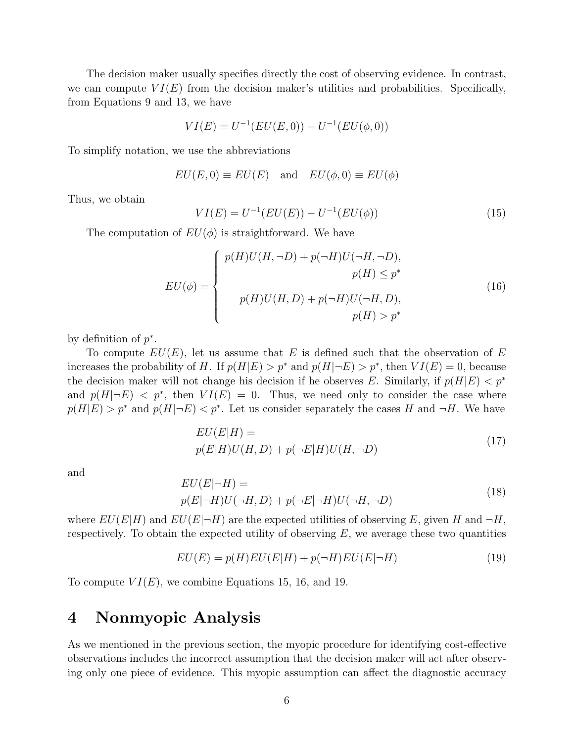The decision maker usually specifies directly the cost of observing evidence. In contrast, we can compute $VI(E)$ from the decision maker's utilities and probabilities. Specifically, from Equations 9 and 13, we have

$$VI(E) = U^{-1}(EU(E, 0)) - U^{-1}(EU(\phi, 0))$$

To simplify notation, we use the abbreviations

$$EU(E, 0) \equiv EU(E) \quad \text{and} \quad EU(\phi, 0) \equiv EU(\phi)$$

Thus, we obtain

$$VI(E) = U^{-1}(EU(E)) - U^{-1}(EU(\phi)) \tag{15}$$

The computation of $EU(\phi)$ is straightforward. We have

$$EU(\phi) = \begin{cases} p(H)U(H, \neg D) + p(\neg H)U(\neg H, \neg D), \\ \qquad\qquad\qquad\qquad p(H) \leq p^* \\ \\ p(H)U(H, D) + p(\neg H)U(\neg H, D), \\ \qquad\qquad\qquad\qquad p(H) > p^* \end{cases} \tag{16}$$

by definition of $p^*$.

To compute $EU(E)$, let us assume that $E$ is defined such that the observation of $E$ increases the probability of $H$. If $p(H|E) > p^*$ and $p(H|\neg E) > p^*$, then $VI(E) = 0$, because the decision maker will not change his decision if he observes $E$. Similarly, if $p(H|E) < p^*$ and $p(H|\neg E) < p^*$, then $VI(E) = 0$. Thus, we need only to consider the case where $p(H|E) > p^*$ and $p(H|\neg E) < p^*$. Let us consider separately the cases $H$ and $\neg H$. We have

$$\begin{aligned} &EU(E|H) = \\ &p(E|H)U(H, D) + p(\neg E|H)U(H, \neg D) \end{aligned} \tag{17}$$

and

$$\begin{aligned} &EU(E|\neg H) = \\ &p(E|\neg H)U(\neg H, D) + p(\neg E|\neg H)U(\neg H, \neg D) \end{aligned} \tag{18}$$

where $EU(E|H)$ and $EU(E|\neg H)$ are the expected utilities of observing $E$, given $H$ and $\neg H$, respectively. To obtain the expected utility of observing $E$, we average these two quantities

$$EU(E) = p(H)EU(E|H) + p(\neg H)EU(E|\neg H) \tag{19}$$

To compute $VI(E)$, we combine Equations 15, 16, and 19.

# 4 Nonmyopic Analysis

As we mentioned in the previous section, the myopic procedure for identifying cost-effective observations includes the incorrect assumption that the decision maker will act after observing only one piece of evidence. This myopic assumption can affect the diagnostic accuracy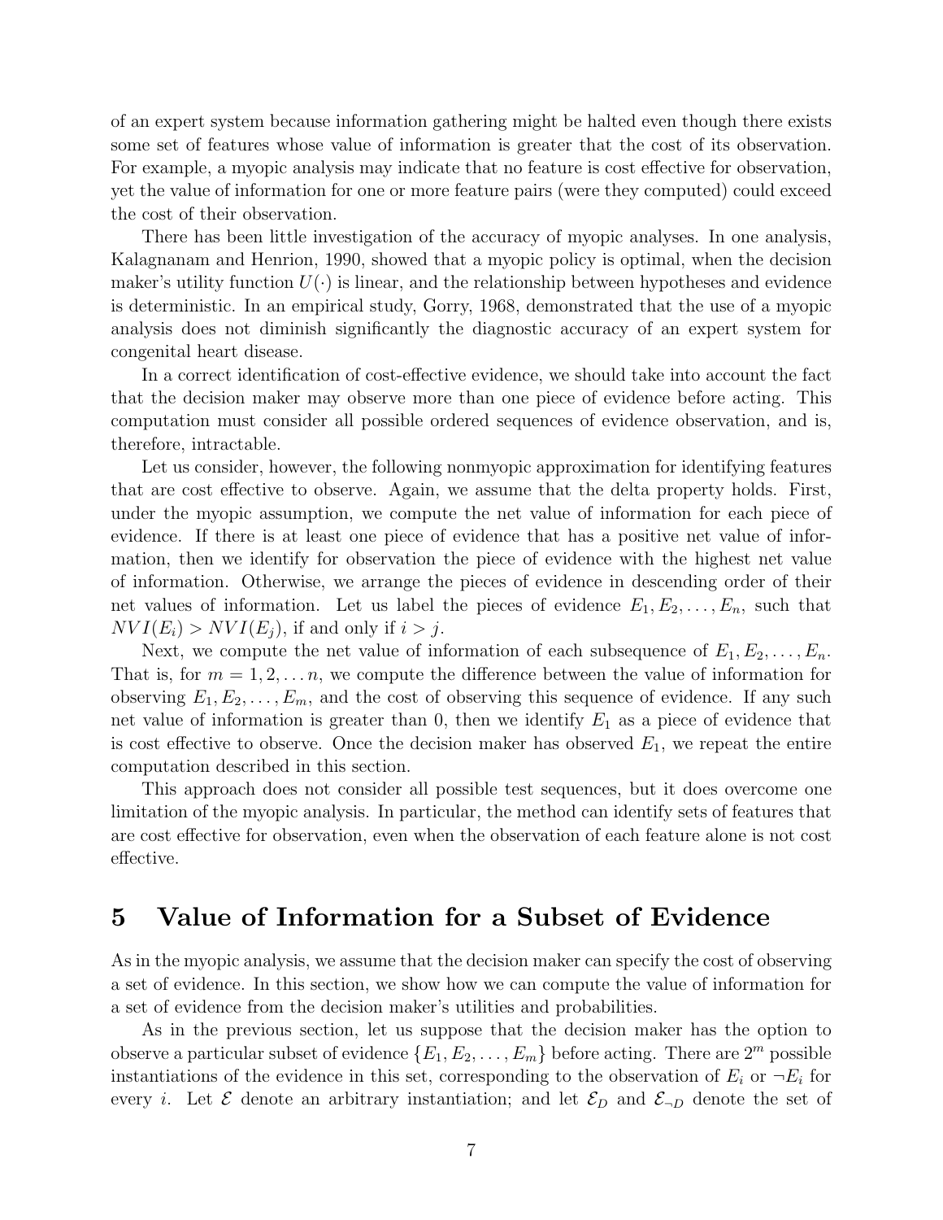of an expert system because information gathering might be halted even though there exists some set of features whose value of information is greater that the cost of its observation. For example, a myopic analysis may indicate that no feature is cost effective for observation, yet the value of information for one or more feature pairs (were they computed) could exceed the cost of their observation.

There has been little investigation of the accuracy of myopic analyses. In one analysis, Kalagnanam and Henrion, 1990, showed that a myopic policy is optimal, when the decision maker's utility function $U(\cdot)$ is linear, and the relationship between hypotheses and evidence is deterministic. In an empirical study, Gorry, 1968, demonstrated that the use of a myopic analysis does not diminish significantly the diagnostic accuracy of an expert system for congenital heart disease.

In a correct identification of cost-effective evidence, we should take into account the fact that the decision maker may observe more than one piece of evidence before acting. This computation must consider all possible ordered sequences of evidence observation, and is, therefore, intractable.

Let us consider, however, the following nonmyopic approximation for identifying features that are cost effective to observe. Again, we assume that the delta property holds. First, under the myopic assumption, we compute the net value of information for each piece of evidence. If there is at least one piece of evidence that has a positive net value of information, then we identify for observation the piece of evidence with the highest net value of information. Otherwise, we arrange the pieces of evidence in descending order of their net values of information. Let us label the pieces of evidence $E_1, E_2, \ldots, E_n$, such that $NVI(E_i) > NVI(E_j)$, if and only if $i > j$.

Next, we compute the net value of information of each subsequence of $E_1, E_2, \ldots, E_n$. That is, for $m = 1, 2, \ldots n$, we compute the difference between the value of information for observing $E_1, E_2, \ldots, E_m$, and the cost of observing this sequence of evidence. If any such net value of information is greater than 0, then we identify $E_1$ as a piece of evidence that is cost effective to observe. Once the decision maker has observed $E_1$, we repeat the entire computation described in this section.

This approach does not consider all possible test sequences, but it does overcome one limitation of the myopic analysis. In particular, the method can identify sets of features that are cost effective for observation, even when the observation of each feature alone is not cost effective.

# 5 Value of Information for a Subset of Evidence

As in the myopic analysis, we assume that the decision maker can specify the cost of observing a set of evidence. In this section, we show how we can compute the value of information for a set of evidence from the decision maker's utilities and probabilities.

As in the previous section, let us suppose that the decision maker has the option to observe a particular subset of evidence $\{E_1, E_2, \ldots, E_m\}$ before acting. There are $2^m$ possible instantiations of the evidence in this set, corresponding to the observation of $E_i$ or $\neg E_i$ for every $i$. Let $\mathcal{E}$ denote an arbitrary instantiation; and let $\mathcal{E}_D$ and $\mathcal{E}_{\neg D}$ denote the set of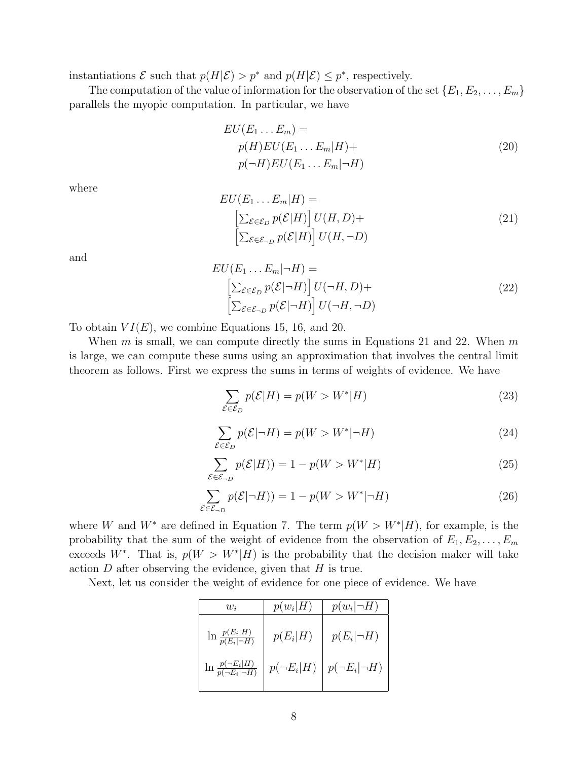instantiations $\mathcal{E}$ such that $p(H|\mathcal{E}) > p^*$ and $p(H|\mathcal{E}) \leq p^*$, respectively.

The computation of the value of information for the observation of the set $\{E_1, E_2, \ldots, E_m\}$ parallels the myopic computation. In particular, we have

$$
\begin{aligned}
&EU(E_1 \ldots E_m) = \\
&\quad p(H) EU(E_1 \ldots E_m|H) + \\
&\quad p(\neg H) EU(E_1 \ldots E_m|\neg H)
\end{aligned}
\tag{20}
$$

where

$$
\begin{aligned}
&EU(E_1 \ldots E_m|H) = \\
&\quad \left[\textstyle\sum_{\mathcal{E} \in \mathcal{E}_D} p(\mathcal{E}|H)\right] U(H, D) + \\
&\quad \left[\textstyle\sum_{\mathcal{E} \in \mathcal{E}_{\neg D}} p(\mathcal{E}|H)\right] U(H, \neg D)
\end{aligned}
\tag{21}
$$

and

$$
\begin{aligned}
&EU(E_1 \ldots E_m|\neg H) = \\
&\quad \left[\textstyle\sum_{\mathcal{E} \in \mathcal{E}_D} p(\mathcal{E}|\neg H)\right] U(\neg H, D) + \\
&\quad \left[\textstyle\sum_{\mathcal{E} \in \mathcal{E}_{\neg D}} p(\mathcal{E}|\neg H)\right] U(\neg H, \neg D)
\end{aligned}
\tag{22}
$$

To obtain $VI(E)$, we combine Equations 15, 16, and 20.

When $m$ is small, we can compute directly the sums in Equations 21 and 22. When $m$ is large, we can compute these sums using an approximation that involves the central limit theorem as follows. First we express the sums in terms of weights of evidence. We have

$$
\sum_{\mathcal{E} \in \mathcal{E}_D} p(\mathcal{E}|H) = p(W > W^*|H) \tag{23}
$$

$$
\sum_{\mathcal{E} \in \mathcal{E}_D} p(\mathcal{E}|\neg H) = p(W > W^*|\neg H) \tag{24}
$$

$$
\sum_{\mathcal{E} \in \mathcal{E}_{\neg D}} p(\mathcal{E}|H)) = 1 - p(W > W^*|H) \tag{25}
$$

$$
\sum_{\mathcal{E} \in \mathcal{E}_{\neg D}} p(\mathcal{E}|\neg H)) = 1 - p(W > W^*|\neg H) \tag{26}
$$

where $W$ and $W^*$ are defined in Equation 7. The term $p(W > W^*|H)$, for example, is the probability that the sum of the weight of evidence from the observation of $E_1, E_2, \ldots, E_m$ exceeds $W^*$. That is, $p(W > W^*|H)$ is the probability that the decision maker will take action $D$ after observing the evidence, given that $H$ is true.

Next, let us consider the weight of evidence for one piece of evidence. We have

| $w_i$ | $p(w_i\|H)$ | $p(w_i\|\neg H)$ |
|---|---|---|
| $\ln \frac{p(E_i\|H)}{p(E_i\|\neg H)}$ | $p(E_i\|H)$ | $p(E_i\|\neg H)$ |
| $\ln \frac{p(\neg E_i\|H)}{p(\neg E_i\|\neg H)}$ | $p(\neg E_i\|H)$ | $p(\neg E_i\|\neg H)$ |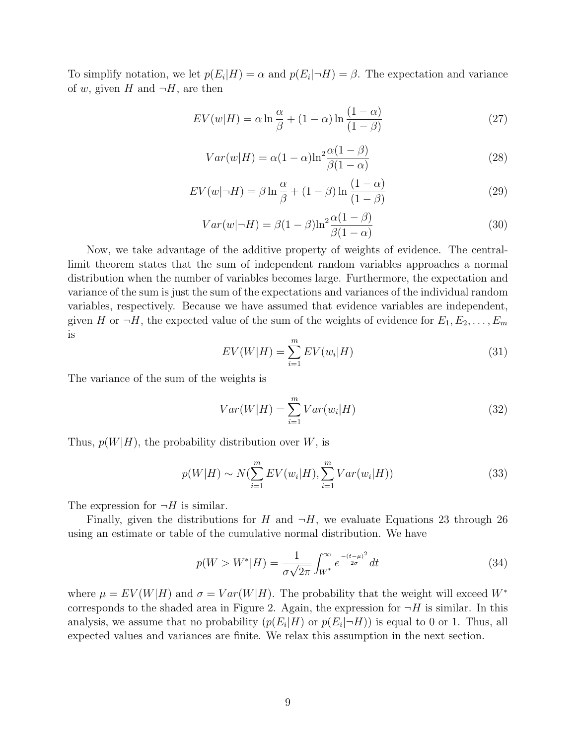To simplify notation, we let $p(E_i|H) = \alpha$ and $p(E_i|\neg H) = \beta$. The expectation and variance of $w$, given $H$ and $\neg H$, are then

$$EV(w|H) = \alpha \ln \frac{\alpha}{\beta} + (1-\alpha) \ln \frac{(1-\alpha)}{(1-\beta)} \tag{27}$$

$$Var(w|H) = \alpha(1-\alpha) \ln^2 \frac{\alpha(1-\beta)}{\beta(1-\alpha)} \tag{28}$$

$$EV(w|\neg H) = \beta \ln \frac{\alpha}{\beta} + (1-\beta) \ln \frac{(1-\alpha)}{(1-\beta)} \tag{29}$$

$$Var(w|\neg H) = \beta(1-\beta) \ln^2 \frac{\alpha(1-\beta)}{\beta(1-\alpha)} \tag{30}$$

Now, we take advantage of the additive property of weights of evidence. The central-limit theorem states that the sum of independent random variables approaches a normal distribution when the number of variables becomes large. Furthermore, the expectation and variance of the sum is just the sum of the expectations and variances of the individual random variables, respectively. Because we have assumed that evidence variables are independent, given $H$ or $\neg H$, the expected value of the sum of the weights of evidence for $E_1, E_2, \ldots, E_m$ is

$$EV(W|H) = \sum_{i=1}^{m} EV(w_i|H) \tag{31}$$

The variance of the sum of the weights is

$$Var(W|H) = \sum_{i=1}^{m} Var(w_i|H) \tag{32}$$

Thus, $p(W|H)$, the probability distribution over $W$, is

$$p(W|H) \sim N\left(\sum_{i=1}^{m} EV(w_i|H), \sum_{i=1}^{m} Var(w_i|H)\right) \tag{33}$$

The expression for $\neg H$ is similar.

Finally, given the distributions for $H$ and $\neg H$, we evaluate Equations 23 through 26 using an estimate or table of the cumulative normal distribution. We have

$$p(W > W^*|H) = \frac{1}{\sigma\sqrt{2\pi}} \int_{W^*}^{\infty} e^{\frac{-(t-\mu)^2}{2\sigma}} dt \tag{34}$$

where $\mu = EV(W|H)$ and $\sigma = Var(W|H)$. The probability that the weight will exceed $W^*$ corresponds to the shaded area in Figure 2. Again, the expression for $\neg H$ is similar. In this analysis, we assume that no probability ($p(E_i|H)$ or $p(E_i|\neg H)$) is equal to 0 or 1. Thus, all expected values and variances are finite. We relax this assumption in the next section.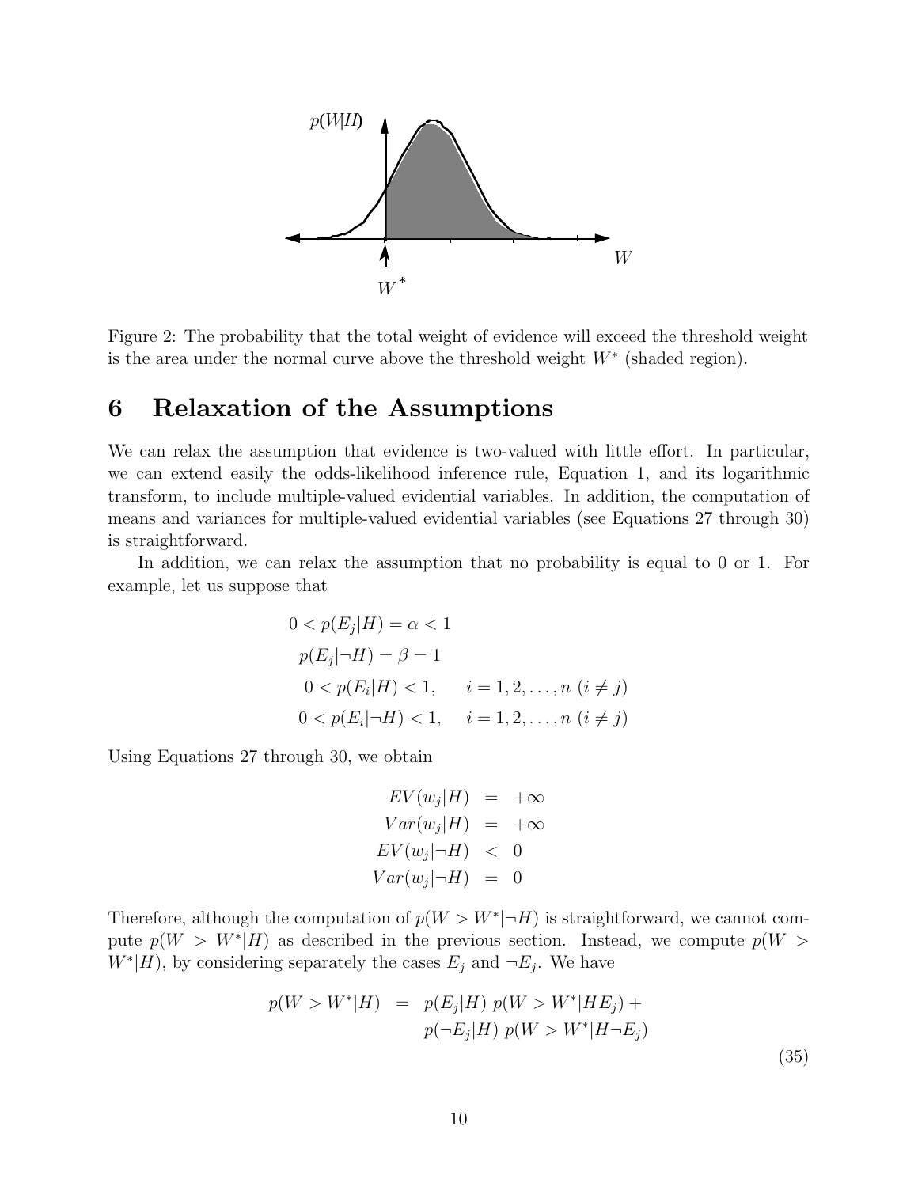Figure 2: The probability that the total weight of evidence will exceed the threshold weight is the area under the normal curve above the threshold weight $W^*$ (shaded region).

# 6 Relaxation of the Assumptions

We can relax the assumption that evidence is two-valued with little effort. In particular, we can extend easily the odds-likelihood inference rule, Equation 1, and its logarithmic transform, to include multiple-valued evidential variables. In addition, the computation of means and variances for multiple-valued evidential variables (see Equations 27 through 30) is straightforward.

In addition, we can relax the assumption that no probability is equal to 0 or 1. For example, let us suppose that

$$
\begin{aligned}
0 < p(E_j|H) = \alpha < 1 \\
p(E_j|\neg H) = \beta = 1 \\
0 < p(E_i|H) < 1, \qquad i = 1, 2, \ldots, n \ (i \neq j) \\
0 < p(E_i|\neg H) < 1, \qquad i = 1, 2, \ldots, n \ (i \neq j)
\end{aligned}
$$

Using Equations 27 through 30, we obtain

$$
\begin{aligned}
EV(w_j|H) &= +\infty \\
Var(w_j|H) &= +\infty \\
EV(w_j|\neg H) &< 0 \\
Var(w_j|\neg H) &= 0
\end{aligned}
$$

Therefore, although the computation of $p(W > W^*|\neg H)$ is straightforward, we cannot compute $p(W > W^*|H)$ as described in the previous section. Instead, we compute $p(W > W^*|H)$, by considering separately the cases $E_j$ and $\neg E_j$. We have

$$
\begin{aligned}
p(W > W^*|H) &= p(E_j|H)\ p(W > W^*|HE_j) + \\
&\quad\ p(\neg E_j|H)\ p(W > W^*|H\neg E_j)
\end{aligned}
\tag{35}
$$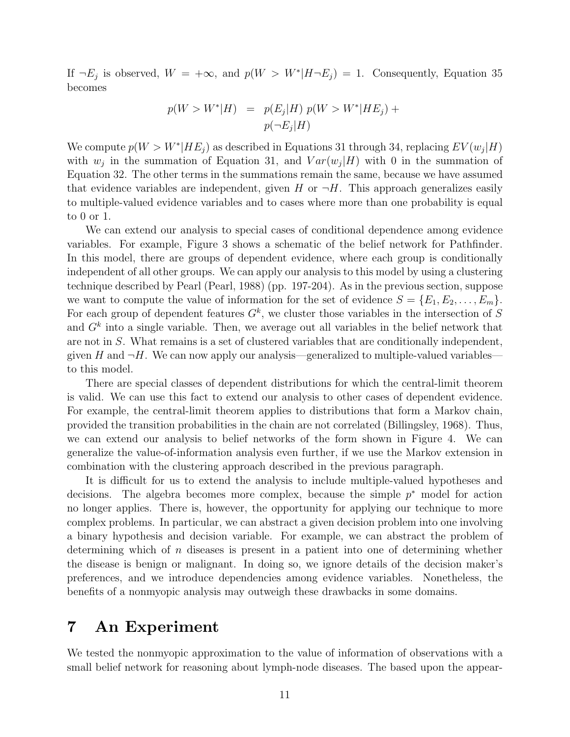If $\neg E_j$ is observed, $W = +\infty$, and $p(W > W^*|H\neg E_j) = 1$. Consequently, Equation 35 becomes

$$
\begin{aligned}
p(W > W^*|H) &= p(E_j|H)\; p(W > W^*|HE_j) + \\
&\quad\; p(\neg E_j|H)
\end{aligned}
$$

We compute $p(W > W^*|HE_j)$ as described in Equations 31 through 34, replacing $EV(w_j|H)$ with $w_j$ in the summation of Equation 31, and $Var(w_j|H)$ with 0 in the summation of Equation 32. The other terms in the summations remain the same, because we have assumed that evidence variables are independent, given $H$ or $\neg H$. This approach generalizes easily to multiple-valued evidence variables and to cases where more than one probability is equal to 0 or 1.

We can extend our analysis to special cases of conditional dependence among evidence variables. For example, Figure 3 shows a schematic of the belief network for Pathfinder. In this model, there are groups of dependent evidence, where each group is conditionally independent of all other groups. We can apply our analysis to this model by using a clustering technique described by Pearl (Pearl, 1988) (pp. 197-204). As in the previous section, suppose we want to compute the value of information for the set of evidence $S = \{E_1, E_2, \ldots, E_m\}$. For each group of dependent features $G^k$, we cluster those variables in the intersection of $S$ and $G^k$ into a single variable. Then, we average out all variables in the belief network that are not in $S$. What remains is a set of clustered variables that are conditionally independent, given $H$ and $\neg H$. We can now apply our analysis—generalized to multiple-valued variables—to this model.

There are special classes of dependent distributions for which the central-limit theorem is valid. We can use this fact to extend our analysis to other cases of dependent evidence. For example, the central-limit theorem applies to distributions that form a Markov chain, provided the transition probabilities in the chain are not correlated (Billingsley, 1968). Thus, we can extend our analysis to belief networks of the form shown in Figure 4. We can generalize the value-of-information analysis even further, if we use the Markov extension in combination with the clustering approach described in the previous paragraph.

It is difficult for us to extend the analysis to include multiple-valued hypotheses and decisions. The algebra becomes more complex, because the simple $p^*$ model for action no longer applies. There is, however, the opportunity for applying our technique to more complex problems. In particular, we can abstract a given decision problem into one involving a binary hypothesis and decision variable. For example, we can abstract the problem of determining which of $n$ diseases is present in a patient into one of determining whether the disease is benign or malignant. In doing so, we ignore details of the decision maker's preferences, and we introduce dependencies among evidence variables. Nonetheless, the benefits of a nonmyopic analysis may outweigh these drawbacks in some domains.

# 7 An Experiment

We tested the nonmyopic approximation to the value of information of observations with a small belief network for reasoning about lymph-node diseases. The based upon the appear-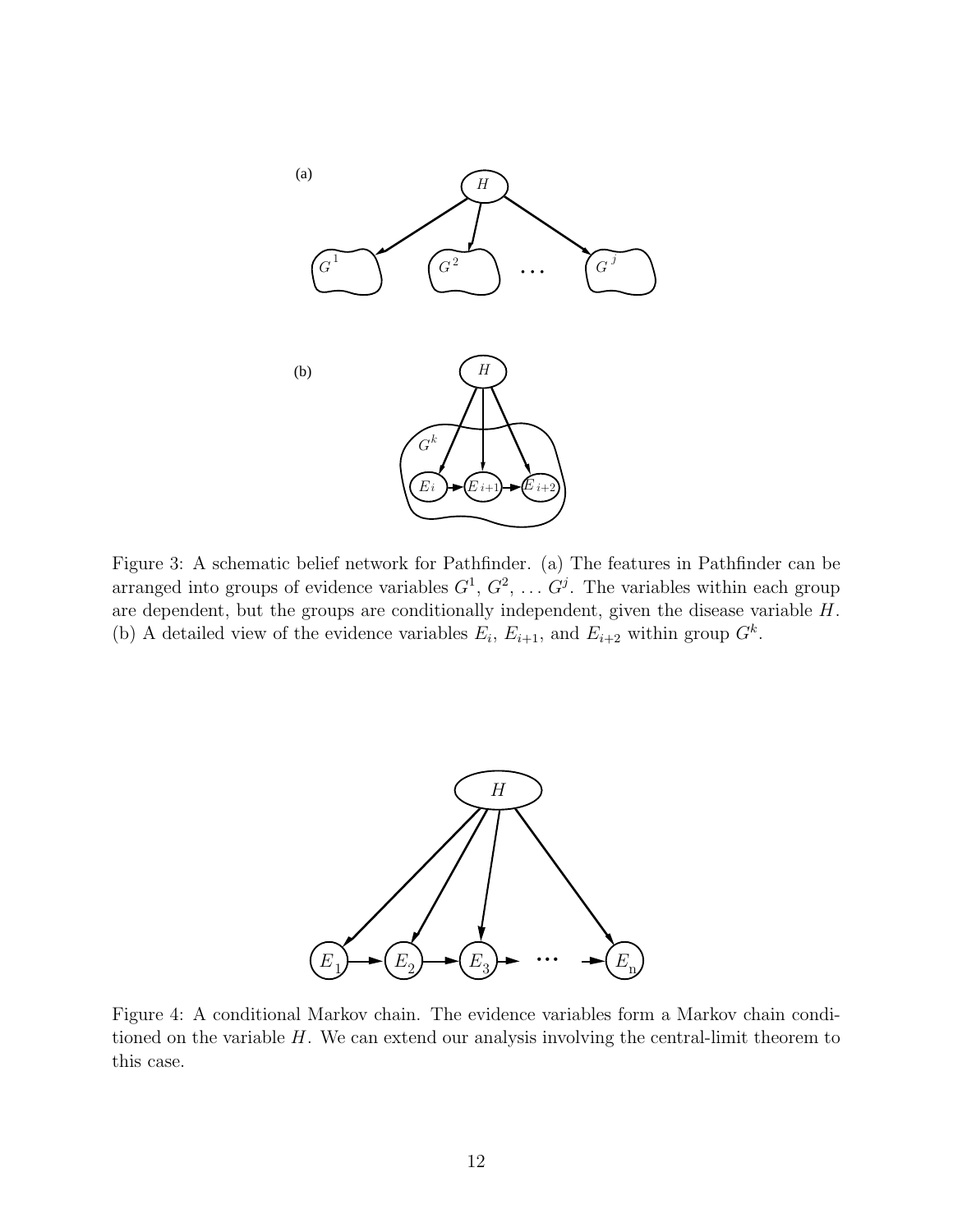Figure 3: A schematic belief network for Pathfinder. (a) The features in Pathfinder can be arranged into groups of evidence variables $G^1$, $G^2$, $\ldots$ $G^j$. The variables within each group are dependent, but the groups are conditionally independent, given the disease variable $H$. (b) A detailed view of the evidence variables $E_i$, $E_{i+1}$, and $E_{i+2}$ within group $G^k$.

Figure 4: A conditional Markov chain. The evidence variables form a Markov chain conditioned on the variable $H$. We can extend our analysis involving the central-limit theorem to this case.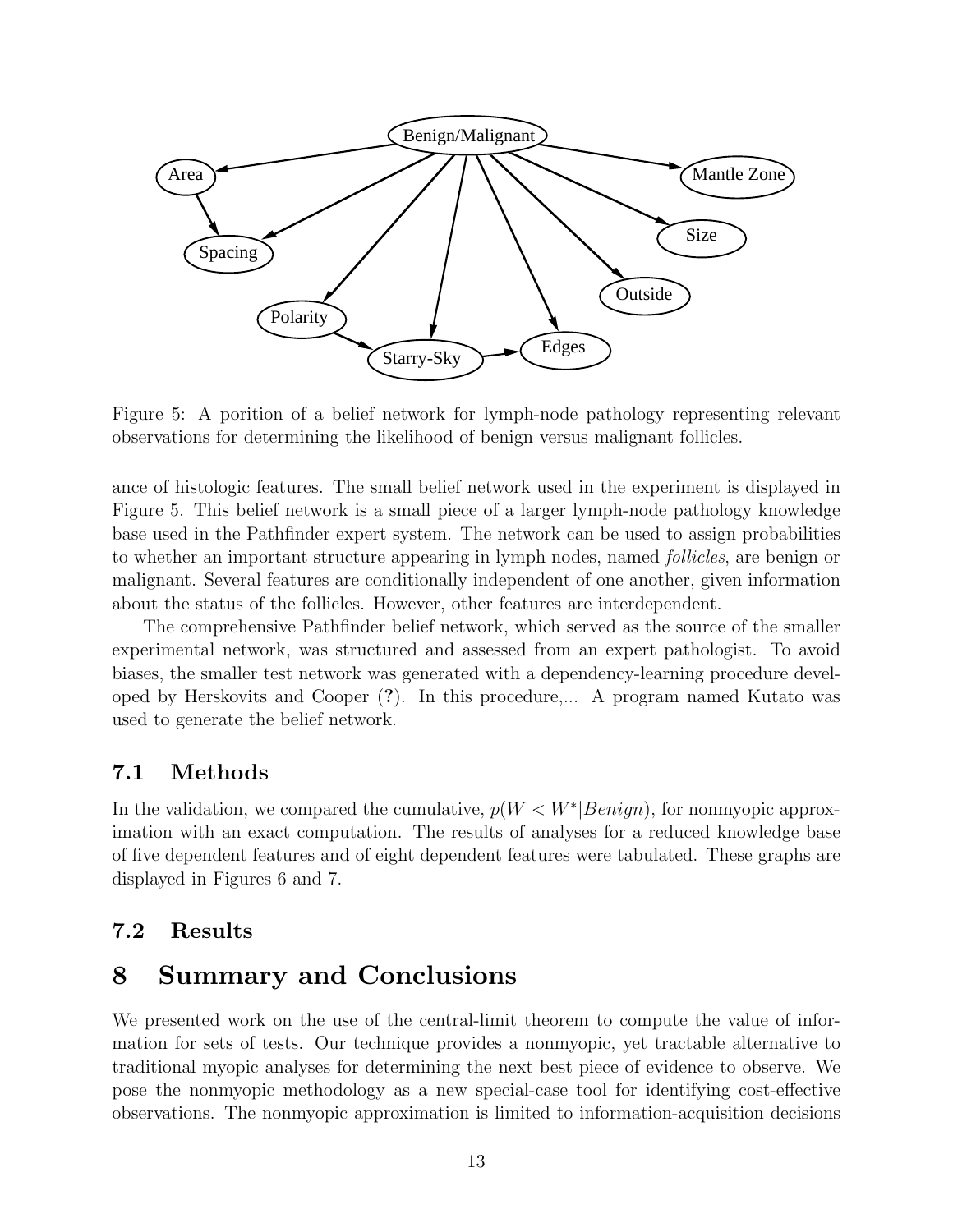Figure 5: A porition of a belief network for lymph-node pathology representing relevant observations for determining the likelihood of benign versus malignant follicles.

ance of histologic features. The small belief network used in the experiment is displayed in Figure 5. This belief network is a small piece of a larger lymph-node pathology knowledge base used in the Pathfinder expert system. The network can be used to assign probabilities to whether an important structure appearing in lymph nodes, named *follicles*, are benign or malignant. Several features are conditionally independent of one another, given information about the status of the follicles. However, other features are interdependent.

The comprehensive Pathfinder belief network, which served as the source of the smaller experimental network, was structured and assessed from an expert pathologist. To avoid biases, the smaller test network was generated with a dependency-learning procedure developed by Herskovits and Cooper (**?**). In this procedure,... A program named Kutato was used to generate the belief network.

## 7.1 Methods

In the validation, we compared the cumulative, $p(W < W^*|Benign)$, for nonmyopic approximation with an exact computation. The results of analyses for a reduced knowledge base of five dependent features and of eight dependent features were tabulated. These graphs are displayed in Figures 6 and 7.

## 7.2 Results

# 8 Summary and Conclusions

We presented work on the use of the central-limit theorem to compute the value of information for sets of tests. Our technique provides a nonmyopic, yet tractable alternative to traditional myopic analyses for determining the next best piece of evidence to observe. We pose the nonmyopic methodology as a new special-case tool for identifying cost-effective observations. The nonmyopic approximation is limited to information-acquisition decisions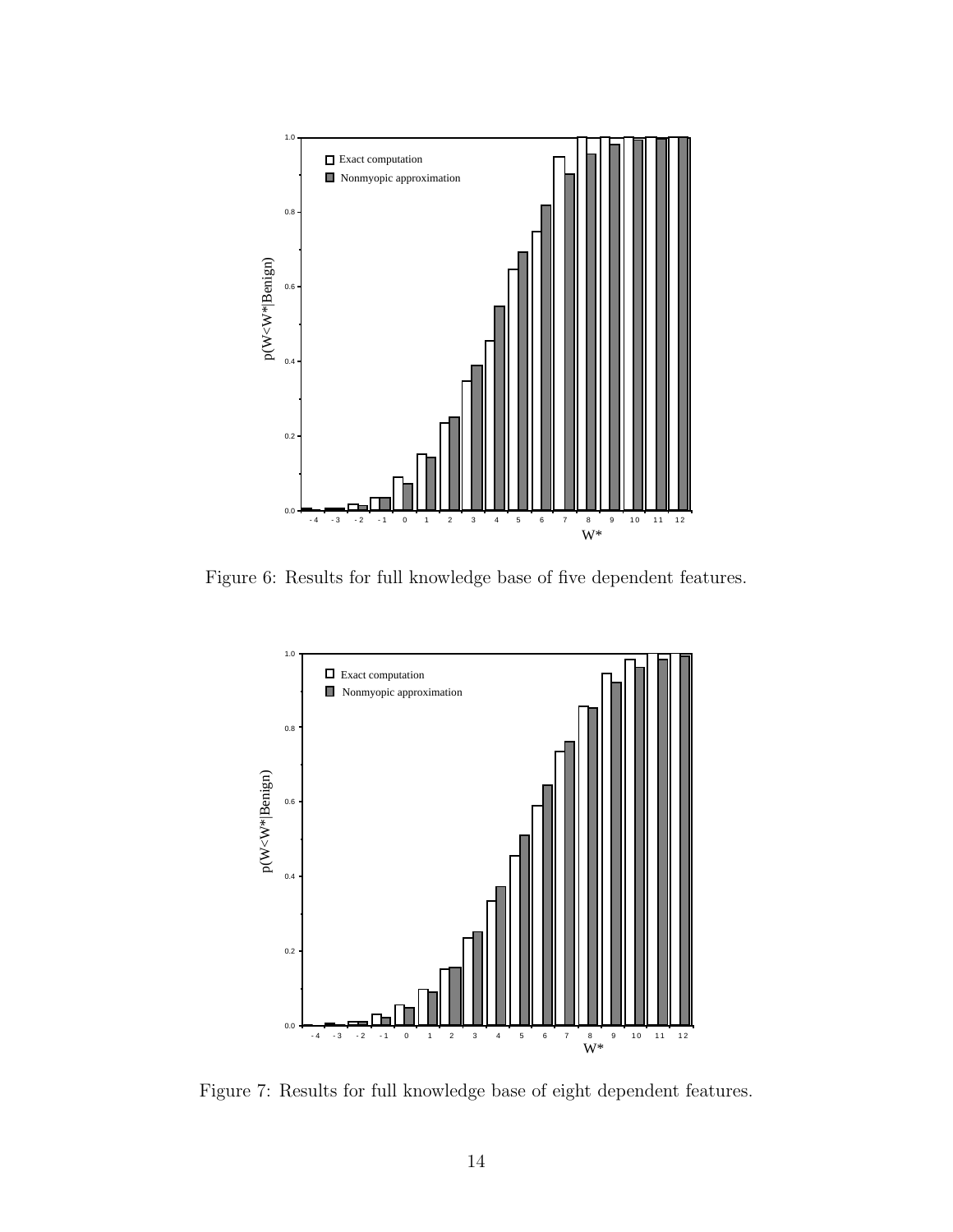Figure 6: Results for full knowledge base of five dependent features.

Figure 7: Results for full knowledge base of eight dependent features.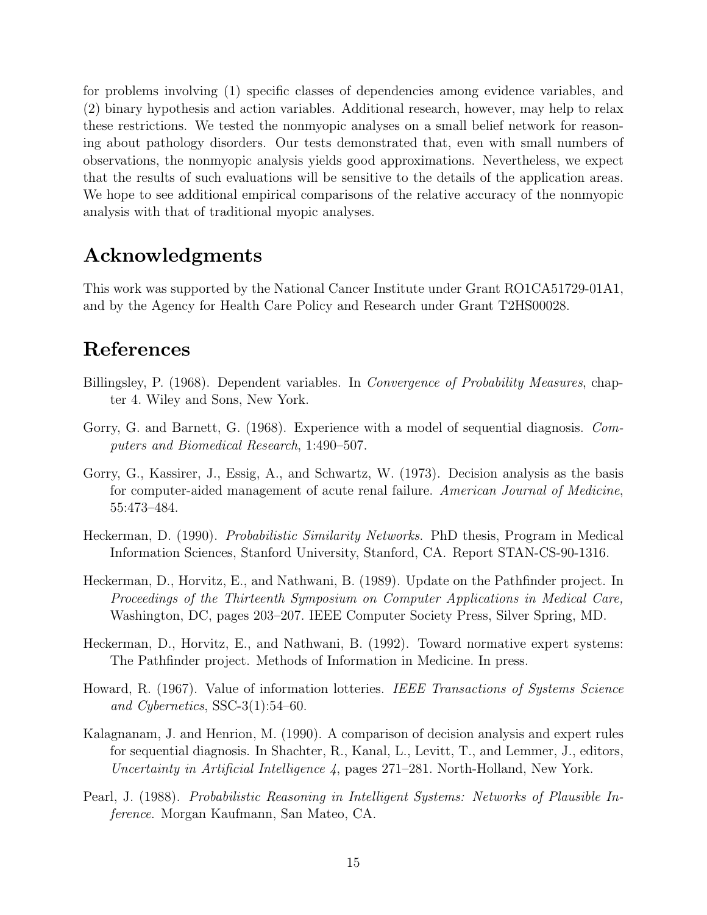for problems involving (1) specific classes of dependencies among evidence variables, and (2) binary hypothesis and action variables. Additional research, however, may help to relax these restrictions. We tested the nonmyopic analyses on a small belief network for reasoning about pathology disorders. Our tests demonstrated that, even with small numbers of observations, the nonmyopic analysis yields good approximations. Nevertheless, we expect that the results of such evaluations will be sensitive to the details of the application areas. We hope to see additional empirical comparisons of the relative accuracy of the nonmyopic analysis with that of traditional myopic analyses.

## Acknowledgments

This work was supported by the National Cancer Institute under Grant RO1CA51729-01A1, and by the Agency for Health Care Policy and Research under Grant T2HS00028.

## References

Billingsley, P. (1968). Dependent variables. In *Convergence of Probability Measures*, chapter 4. Wiley and Sons, New York.

Gorry, G. and Barnett, G. (1968). Experience with a model of sequential diagnosis. *Computers and Biomedical Research*, 1:490–507.

Gorry, G., Kassirer, J., Essig, A., and Schwartz, W. (1973). Decision analysis as the basis for computer-aided management of acute renal failure. *American Journal of Medicine*, 55:473–484.

Heckerman, D. (1990). *Probabilistic Similarity Networks*. PhD thesis, Program in Medical Information Sciences, Stanford University, Stanford, CA. Report STAN-CS-90-1316.

Heckerman, D., Horvitz, E., and Nathwani, B. (1989). Update on the Pathfinder project. In *Proceedings of the Thirteenth Symposium on Computer Applications in Medical Care,* Washington, DC, pages 203–207. IEEE Computer Society Press, Silver Spring, MD.

Heckerman, D., Horvitz, E., and Nathwani, B. (1992). Toward normative expert systems: The Pathfinder project. Methods of Information in Medicine. In press.

Howard, R. (1967). Value of information lotteries. *IEEE Transactions of Systems Science and Cybernetics*, SSC-3(1):54–60.

Kalagnanam, J. and Henrion, M. (1990). A comparison of decision analysis and expert rules for sequential diagnosis. In Shachter, R., Kanal, L., Levitt, T., and Lemmer, J., editors, *Uncertainty in Artificial Intelligence 4*, pages 271–281. North-Holland, New York.

Pearl, J. (1988). *Probabilistic Reasoning in Intelligent Systems: Networks of Plausible Inference*. Morgan Kaufmann, San Mateo, CA.